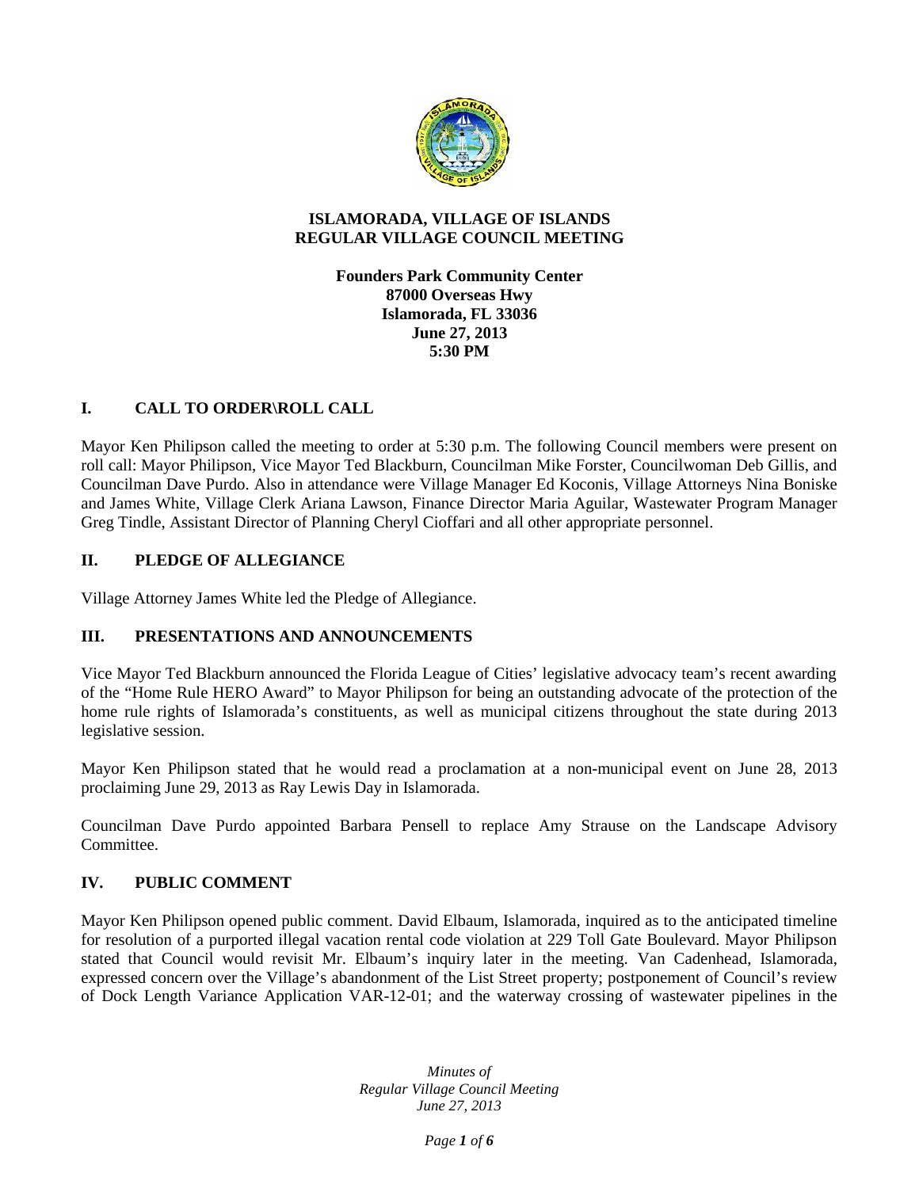**ISLAMORADA, VILLAGE OF ISLANDS**
**REGULAR VILLAGE COUNCIL MEETING**

**Founders Park Community Center**
**87000 Overseas Hwy**
**Islamorada, FL 33036**
**June 27, 2013**
**5:30 PM**

## I. CALL TO ORDER\ROLL CALL

Mayor Ken Philipson called the meeting to order at 5:30 p.m. The following Council members were present on roll call: Mayor Philipson, Vice Mayor Ted Blackburn, Councilman Mike Forster, Councilwoman Deb Gillis, and Councilman Dave Purdo. Also in attendance were Village Manager Ed Koconis, Village Attorneys Nina Boniske and James White, Village Clerk Ariana Lawson, Finance Director Maria Aguilar, Wastewater Program Manager Greg Tindle, Assistant Director of Planning Cheryl Cioffari and all other appropriate personnel.

## II. PLEDGE OF ALLEGIANCE

Village Attorney James White led the Pledge of Allegiance.

## III. PRESENTATIONS AND ANNOUNCEMENTS

Vice Mayor Ted Blackburn announced the Florida League of Cities' legislative advocacy team's recent awarding of the "Home Rule HERO Award" to Mayor Philipson for being an outstanding advocate of the protection of the home rule rights of Islamorada's constituents, as well as municipal citizens throughout the state during 2013 legislative session.

Mayor Ken Philipson stated that he would read a proclamation at a non-municipal event on June 28, 2013 proclaiming June 29, 2013 as Ray Lewis Day in Islamorada.

Councilman Dave Purdo appointed Barbara Pensell to replace Amy Strause on the Landscape Advisory Committee.

## IV. PUBLIC COMMENT

Mayor Ken Philipson opened public comment. David Elbaum, Islamorada, inquired as to the anticipated timeline for resolution of a purported illegal vacation rental code violation at 229 Toll Gate Boulevard. Mayor Philipson stated that Council would revisit Mr. Elbaum's inquiry later in the meeting. Van Cadenhead, Islamorada, expressed concern over the Village's abandonment of the List Street property; postponement of Council's review of Dock Length Variance Application VAR-12-01; and the waterway crossing of wastewater pipelines in the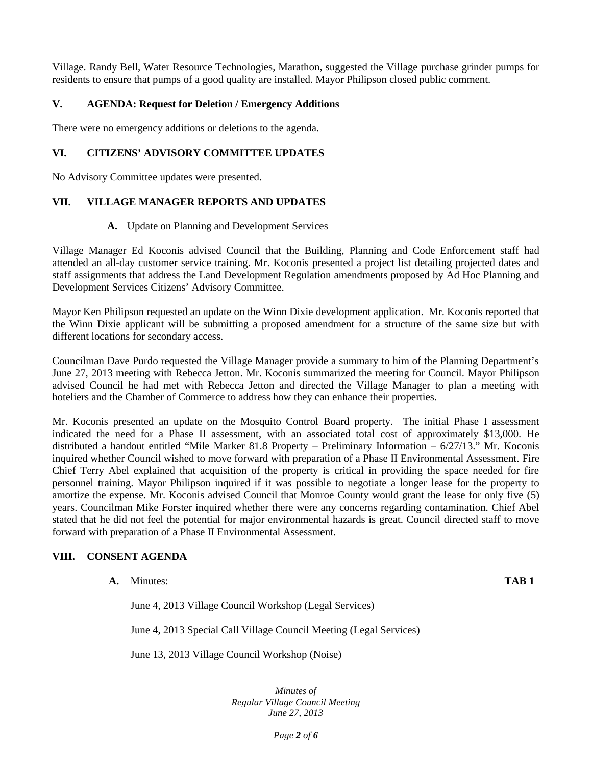Village. Randy Bell, Water Resource Technologies, Marathon, suggested the Village purchase grinder pumps for residents to ensure that pumps of a good quality are installed. Mayor Philipson closed public comment.

## V. AGENDA: Request for Deletion / Emergency Additions

There were no emergency additions or deletions to the agenda.

## VI. CITIZENS' ADVISORY COMMITTEE UPDATES

No Advisory Committee updates were presented.

## VII. VILLAGE MANAGER REPORTS AND UPDATES

**A.** Update on Planning and Development Services

Village Manager Ed Koconis advised Council that the Building, Planning and Code Enforcement staff had attended an all-day customer service training. Mr. Koconis presented a project list detailing projected dates and staff assignments that address the Land Development Regulation amendments proposed by Ad Hoc Planning and Development Services Citizens' Advisory Committee.

Mayor Ken Philipson requested an update on the Winn Dixie development application. Mr. Koconis reported that the Winn Dixie applicant will be submitting a proposed amendment for a structure of the same size but with different locations for secondary access.

Councilman Dave Purdo requested the Village Manager provide a summary to him of the Planning Department's June 27, 2013 meeting with Rebecca Jetton. Mr. Koconis summarized the meeting for Council. Mayor Philipson advised Council he had met with Rebecca Jetton and directed the Village Manager to plan a meeting with hoteliers and the Chamber of Commerce to address how they can enhance their properties.

Mr. Koconis presented an update on the Mosquito Control Board property. The initial Phase I assessment indicated the need for a Phase II assessment, with an associated total cost of approximately $13,000. He distributed a handout entitled "Mile Marker 81.8 Property – Preliminary Information – 6/27/13." Mr. Koconis inquired whether Council wished to move forward with preparation of a Phase II Environmental Assessment. Fire Chief Terry Abel explained that acquisition of the property is critical in providing the space needed for fire personnel training. Mayor Philipson inquired if it was possible to negotiate a longer lease for the property to amortize the expense. Mr. Koconis advised Council that Monroe County would grant the lease for only five (5) years. Councilman Mike Forster inquired whether there were any concerns regarding contamination. Chief Abel stated that he did not feel the potential for major environmental hazards is great. Council directed staff to move forward with preparation of a Phase II Environmental Assessment.

## VIII. CONSENT AGENDA

**A.** Minutes: **TAB 1**

June 4, 2013 Village Council Workshop (Legal Services)

June 4, 2013 Special Call Village Council Meeting (Legal Services)

June 13, 2013 Village Council Workshop (Noise)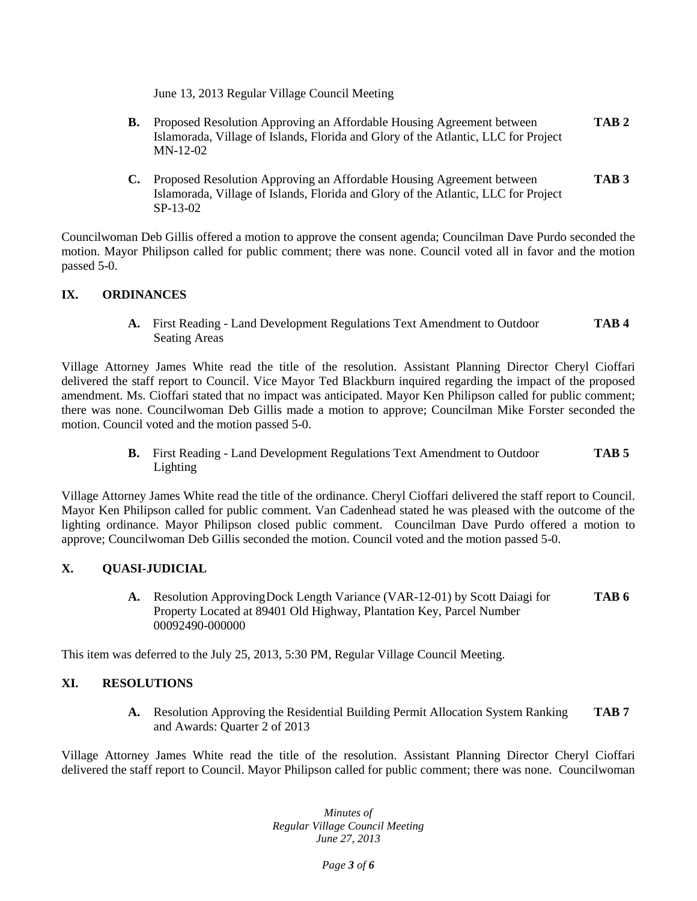June 13, 2013 Regular Village Council Meeting

**B.** Proposed Resolution Approving an Affordable Housing Agreement between Islamorada, Village of Islands, Florida and Glory of the Atlantic, LLC for Project MN-12-02 **TAB 2**

**C.** Proposed Resolution Approving an Affordable Housing Agreement between Islamorada, Village of Islands, Florida and Glory of the Atlantic, LLC for Project SP-13-02 **TAB 3**

Councilwoman Deb Gillis offered a motion to approve the consent agenda; Councilman Dave Purdo seconded the motion. Mayor Philipson called for public comment; there was none. Council voted all in favor and the motion passed 5-0.

## IX. ORDINANCES

**A.** First Reading - Land Development Regulations Text Amendment to Outdoor Seating Areas **TAB 4**

Village Attorney James White read the title of the resolution. Assistant Planning Director Cheryl Cioffari delivered the staff report to Council. Vice Mayor Ted Blackburn inquired regarding the impact of the proposed amendment. Ms. Cioffari stated that no impact was anticipated. Mayor Ken Philipson called for public comment; there was none. Councilwoman Deb Gillis made a motion to approve; Councilman Mike Forster seconded the motion. Council voted and the motion passed 5-0.

**B.** First Reading - Land Development Regulations Text Amendment to Outdoor Lighting **TAB 5**

Village Attorney James White read the title of the ordinance. Cheryl Cioffari delivered the staff report to Council. Mayor Ken Philipson called for public comment. Van Cadenhead stated he was pleased with the outcome of the lighting ordinance. Mayor Philipson closed public comment. Councilman Dave Purdo offered a motion to approve; Councilwoman Deb Gillis seconded the motion. Council voted and the motion passed 5-0.

## X. QUASI-JUDICIAL

**A.** Resolution Approving Dock Length Variance (VAR-12-01) by Scott Daiagi for Property Located at 89401 Old Highway, Plantation Key, Parcel Number 00092490-000000 **TAB 6**

This item was deferred to the July 25, 2013, 5:30 PM, Regular Village Council Meeting.

## XI. RESOLUTIONS

**A.** Resolution Approving the Residential Building Permit Allocation System Ranking and Awards: Quarter 2 of 2013 **TAB 7**

Village Attorney James White read the title of the resolution. Assistant Planning Director Cheryl Cioffari delivered the staff report to Council. Mayor Philipson called for public comment; there was none. Councilwoman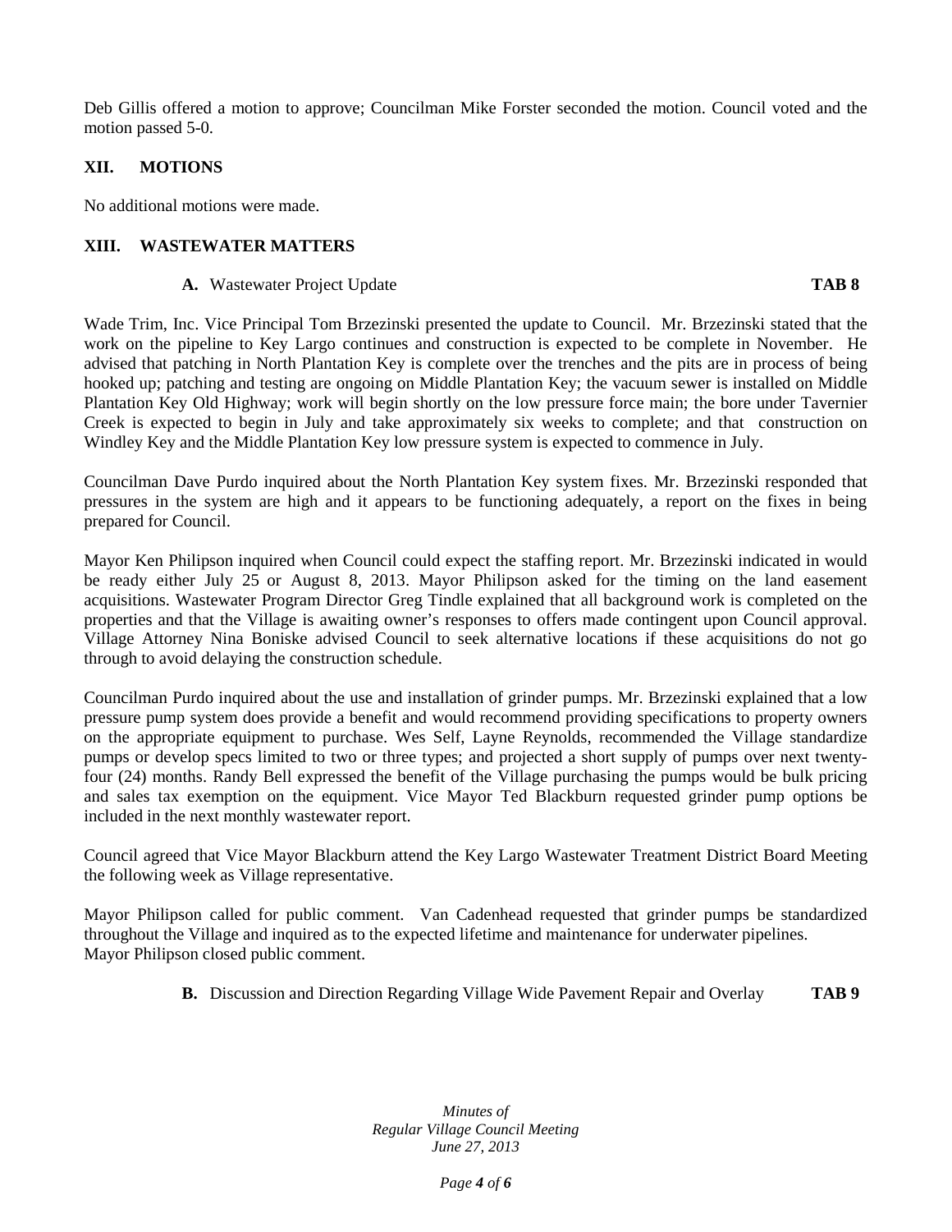Deb Gillis offered a motion to approve; Councilman Mike Forster seconded the motion. Council voted and the motion passed 5-0.

## XII. MOTIONS

No additional motions were made.

## XIII. WASTEWATER MATTERS

**A.** Wastewater Project Update **TAB 8**

Wade Trim, Inc. Vice Principal Tom Brzezinski presented the update to Council. Mr. Brzezinski stated that the work on the pipeline to Key Largo continues and construction is expected to be complete in November. He advised that patching in North Plantation Key is complete over the trenches and the pits are in process of being hooked up; patching and testing are ongoing on Middle Plantation Key; the vacuum sewer is installed on Middle Plantation Key Old Highway; work will begin shortly on the low pressure force main; the bore under Tavernier Creek is expected to begin in July and take approximately six weeks to complete; and that construction on Windley Key and the Middle Plantation Key low pressure system is expected to commence in July.

Councilman Dave Purdo inquired about the North Plantation Key system fixes. Mr. Brzezinski responded that pressures in the system are high and it appears to be functioning adequately, a report on the fixes in being prepared for Council.

Mayor Ken Philipson inquired when Council could expect the staffing report. Mr. Brzezinski indicated in would be ready either July 25 or August 8, 2013. Mayor Philipson asked for the timing on the land easement acquisitions. Wastewater Program Director Greg Tindle explained that all background work is completed on the properties and that the Village is awaiting owner's responses to offers made contingent upon Council approval. Village Attorney Nina Boniske advised Council to seek alternative locations if these acquisitions do not go through to avoid delaying the construction schedule.

Councilman Purdo inquired about the use and installation of grinder pumps. Mr. Brzezinski explained that a low pressure pump system does provide a benefit and would recommend providing specifications to property owners on the appropriate equipment to purchase. Wes Self, Layne Reynolds, recommended the Village standardize pumps or develop specs limited to two or three types; and projected a short supply of pumps over next twenty-four (24) months. Randy Bell expressed the benefit of the Village purchasing the pumps would be bulk pricing and sales tax exemption on the equipment. Vice Mayor Ted Blackburn requested grinder pump options be included in the next monthly wastewater report.

Council agreed that Vice Mayor Blackburn attend the Key Largo Wastewater Treatment District Board Meeting the following week as Village representative.

Mayor Philipson called for public comment. Van Cadenhead requested that grinder pumps be standardized throughout the Village and inquired as to the expected lifetime and maintenance for underwater pipelines.
Mayor Philipson closed public comment.

**B.** Discussion and Direction Regarding Village Wide Pavement Repair and Overlay **TAB 9**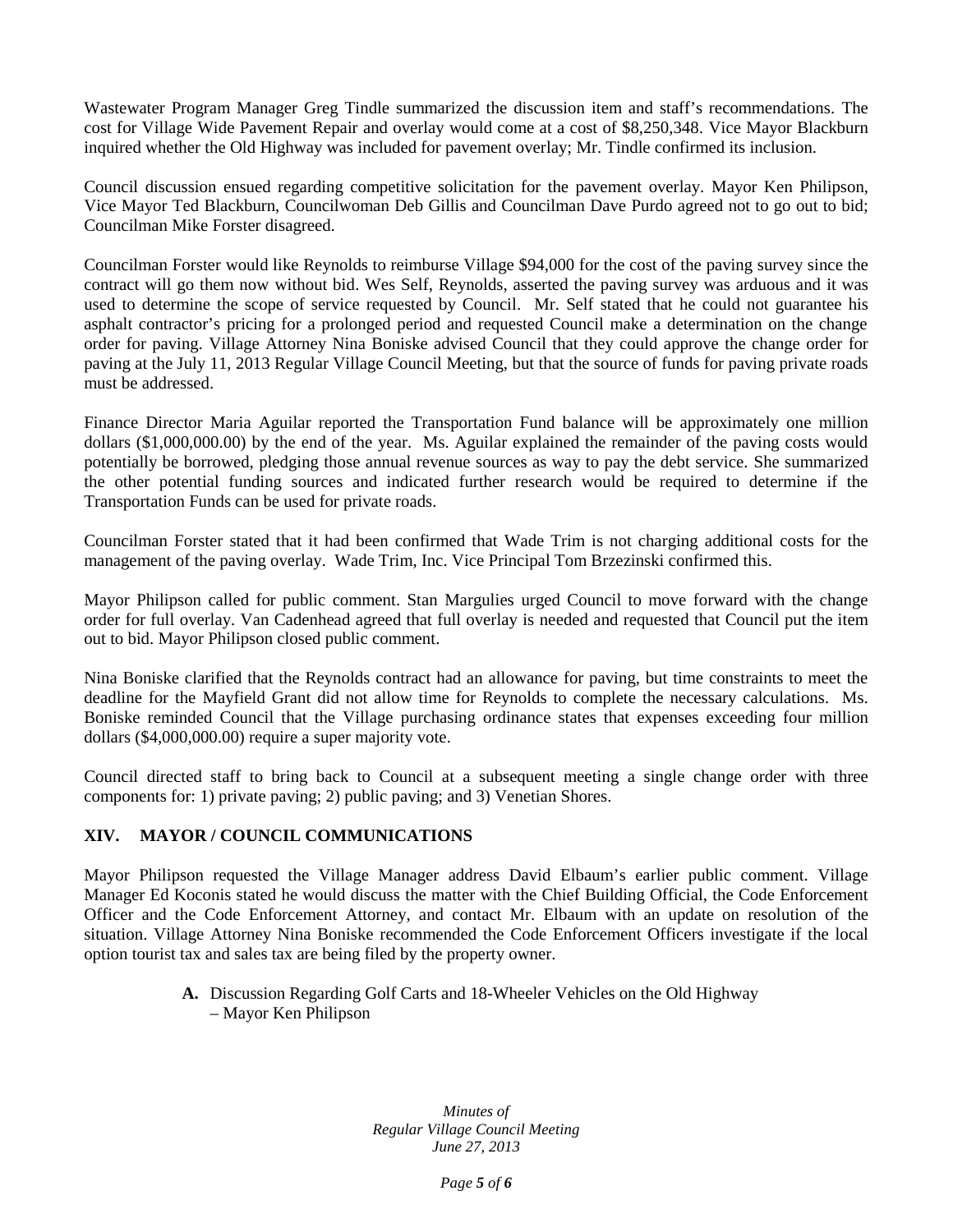Wastewater Program Manager Greg Tindle summarized the discussion item and staff's recommendations. The cost for Village Wide Pavement Repair and overlay would come at a cost of $8,250,348. Vice Mayor Blackburn inquired whether the Old Highway was included for pavement overlay; Mr. Tindle confirmed its inclusion.

Council discussion ensued regarding competitive solicitation for the pavement overlay. Mayor Ken Philipson, Vice Mayor Ted Blackburn, Councilwoman Deb Gillis and Councilman Dave Purdo agreed not to go out to bid; Councilman Mike Forster disagreed.

Councilman Forster would like Reynolds to reimburse Village $94,000 for the cost of the paving survey since the contract will go them now without bid. Wes Self, Reynolds, asserted the paving survey was arduous and it was used to determine the scope of service requested by Council. Mr. Self stated that he could not guarantee his asphalt contractor's pricing for a prolonged period and requested Council make a determination on the change order for paving. Village Attorney Nina Boniske advised Council that they could approve the change order for paving at the July 11, 2013 Regular Village Council Meeting, but that the source of funds for paving private roads must be addressed.

Finance Director Maria Aguilar reported the Transportation Fund balance will be approximately one million dollars ($1,000,000.00) by the end of the year. Ms. Aguilar explained the remainder of the paving costs would potentially be borrowed, pledging those annual revenue sources as way to pay the debt service. She summarized the other potential funding sources and indicated further research would be required to determine if the Transportation Funds can be used for private roads.

Councilman Forster stated that it had been confirmed that Wade Trim is not charging additional costs for the management of the paving overlay. Wade Trim, Inc. Vice Principal Tom Brzezinski confirmed this.

Mayor Philipson called for public comment. Stan Margulies urged Council to move forward with the change order for full overlay. Van Cadenhead agreed that full overlay is needed and requested that Council put the item out to bid. Mayor Philipson closed public comment.

Nina Boniske clarified that the Reynolds contract had an allowance for paving, but time constraints to meet the deadline for the Mayfield Grant did not allow time for Reynolds to complete the necessary calculations. Ms. Boniske reminded Council that the Village purchasing ordinance states that expenses exceeding four million dollars ($4,000,000.00) require a super majority vote.

Council directed staff to bring back to Council at a subsequent meeting a single change order with three components for: 1) private paving; 2) public paving; and 3) Venetian Shores.

## XIV. MAYOR / COUNCIL COMMUNICATIONS

Mayor Philipson requested the Village Manager address David Elbaum's earlier public comment. Village Manager Ed Koconis stated he would discuss the matter with the Chief Building Official, the Code Enforcement Officer and the Code Enforcement Attorney, and contact Mr. Elbaum with an update on resolution of the situation. Village Attorney Nina Boniske recommended the Code Enforcement Officers investigate if the local option tourist tax and sales tax are being filed by the property owner.

**A.** Discussion Regarding Golf Carts and 18-Wheeler Vehicles on the Old Highway – Mayor Ken Philipson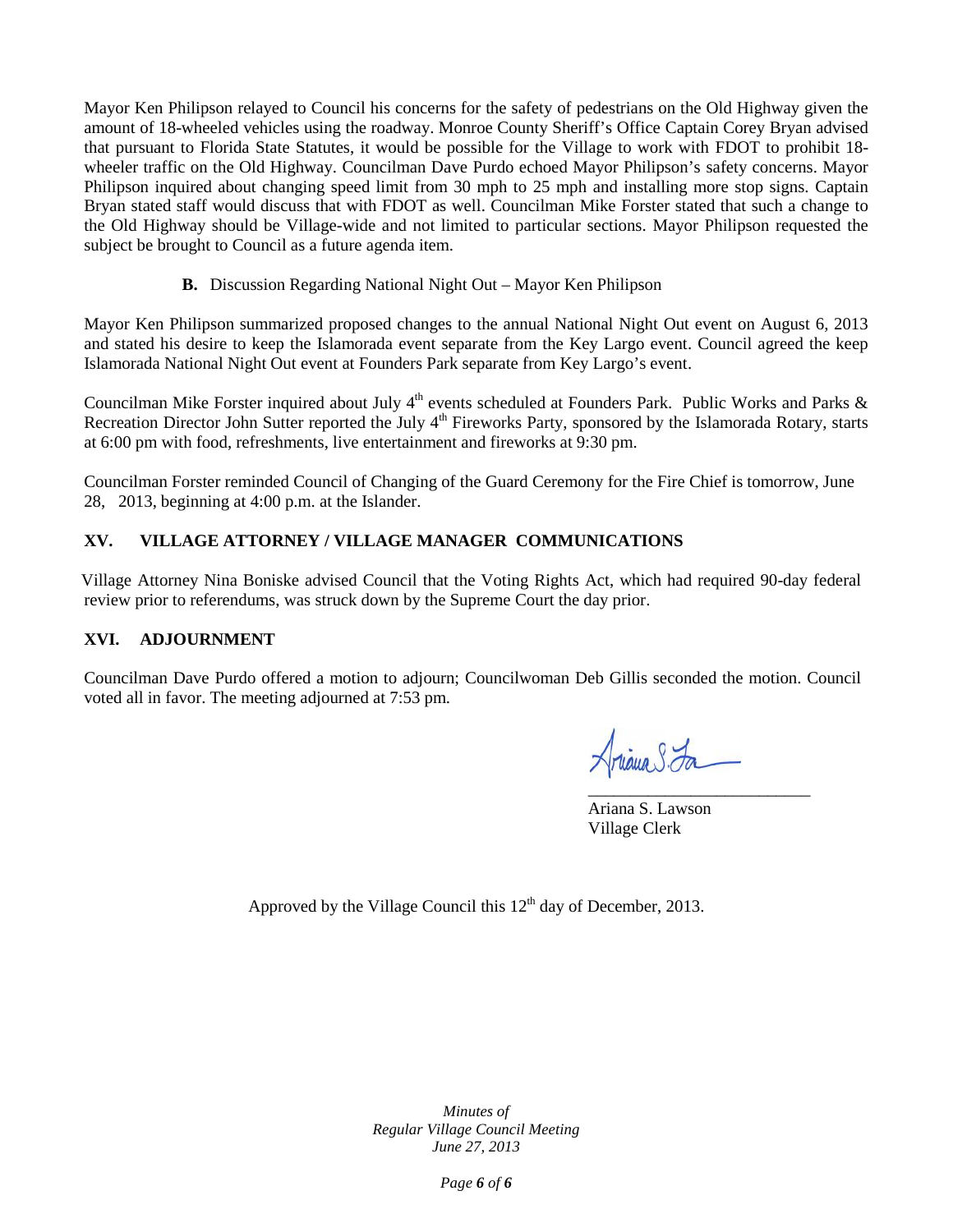Mayor Ken Philipson relayed to Council his concerns for the safety of pedestrians on the Old Highway given the amount of 18-wheeled vehicles using the roadway. Monroe County Sheriff's Office Captain Corey Bryan advised that pursuant to Florida State Statutes, it would be possible for the Village to work with FDOT to prohibit 18-wheeler traffic on the Old Highway. Councilman Dave Purdo echoed Mayor Philipson's safety concerns. Mayor Philipson inquired about changing speed limit from 30 mph to 25 mph and installing more stop signs. Captain Bryan stated staff would discuss that with FDOT as well. Councilman Mike Forster stated that such a change to the Old Highway should be Village-wide and not limited to particular sections. Mayor Philipson requested the subject be brought to Council as a future agenda item.

**B.** Discussion Regarding National Night Out – Mayor Ken Philipson

Mayor Ken Philipson summarized proposed changes to the annual National Night Out event on August 6, 2013 and stated his desire to keep the Islamorada event separate from the Key Largo event. Council agreed the keep Islamorada National Night Out event at Founders Park separate from Key Largo's event.

Councilman Mike Forster inquired about July 4th events scheduled at Founders Park. Public Works and Parks & Recreation Director John Sutter reported the July 4th Fireworks Party, sponsored by the Islamorada Rotary, starts at 6:00 pm with food, refreshments, live entertainment and fireworks at 9:30 pm.

Councilman Forster reminded Council of Changing of the Guard Ceremony for the Fire Chief is tomorrow, June 28, 2013, beginning at 4:00 p.m. at the Islander.

## XV. VILLAGE ATTORNEY / VILLAGE MANAGER COMMUNICATIONS

Village Attorney Nina Boniske advised Council that the Voting Rights Act, which had required 90-day federal review prior to referendums, was struck down by the Supreme Court the day prior.

## XVI. ADJOURNMENT

Councilman Dave Purdo offered a motion to adjourn; Councilwoman Deb Gillis seconded the motion. Council voted all in favor. The meeting adjourned at 7:53 pm.

Ariana S. Lawson
Village Clerk

Approved by the Village Council this 12th day of December, 2013.